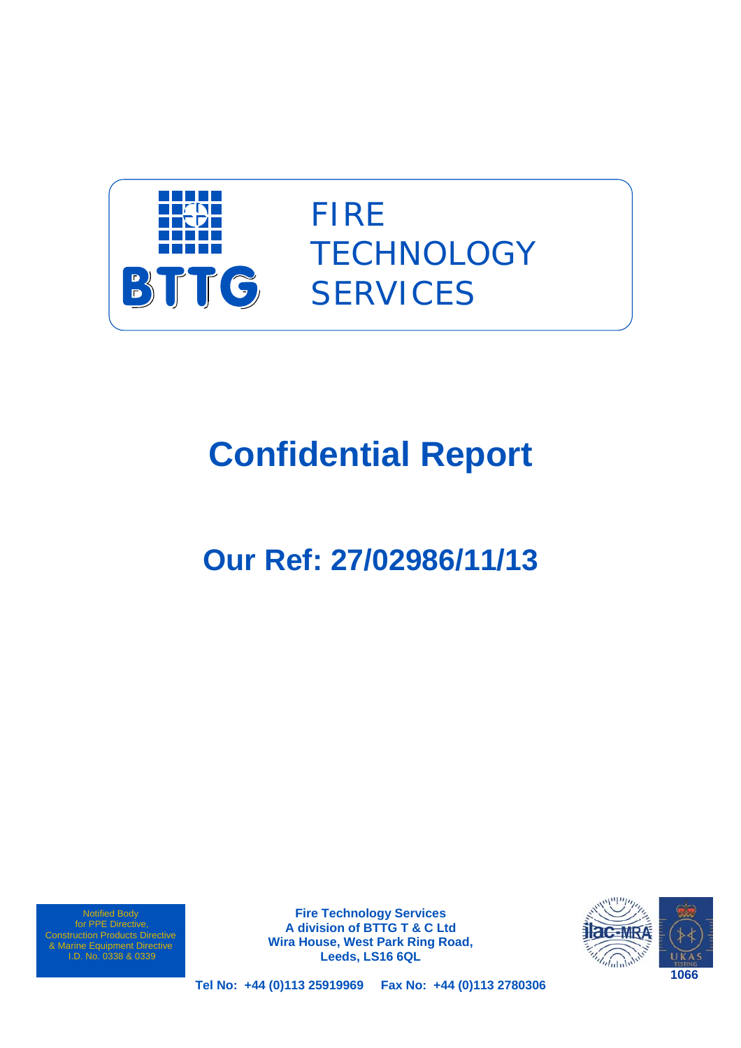BTTG

FIRE
TECHNOLOGY
SERVICES

# Confidential Report

## Our Ref: 27/02986/11/13

Notified Body
for PPE Directive,
Construction Products Directive
& Marine Equipment Directive
I.D. No. 0338 & 0339

**Fire Technology Services**
**A division of BTTG T & C Ltd**
**Wira House, West Park Ring Road,**
**Leeds, LS16 6QL**

**Tel No: +44 (0)113 25919969 Fax No: +44 (0)113 2780306**

ilac-MRA

UKAS TESTING 1066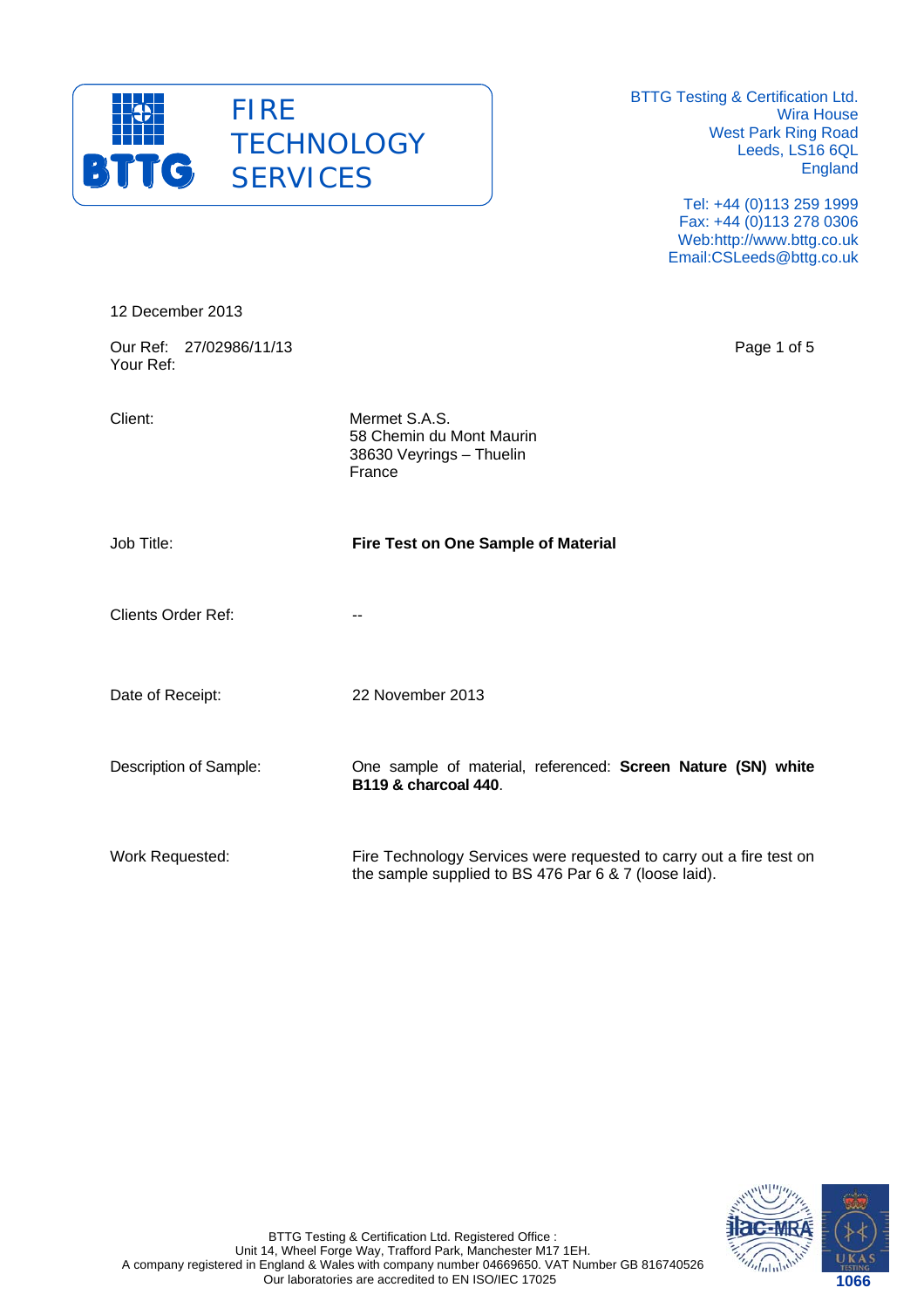FIRE
TECHNOLOGY
SERVICES

BTTG Testing & Certification Ltd.
Wira House
West Park Ring Road
Leeds, LS16 6QL
England

Tel: +44 (0)113 259 1999
Fax: +44 (0)113 278 0306
Web:http://www.bttg.co.uk
Email:CSLeeds@bttg.co.uk

12 December 2013

Our Ref: 27/02986/11/13
Your Ref:

| | |
|---|---|
| Client: | Mermet S.A.S.<br>58 Chemin du Mont Maurin<br>38630 Veyrings – Thuelin<br>France |
| Job Title: | **Fire Test on One Sample of Material** |
| Clients Order Ref: | -- |
| Date of Receipt: | 22 November 2013 |
| Description of Sample: | One sample of material, referenced: **Screen Nature (SN) white B119 & charcoal 440**. |
| Work Requested: | Fire Technology Services were requested to carry out a fire test on the sample supplied to BS 476 Par 6 & 7 (loose laid). |

BTTG Testing & Certification Ltd. Registered Office :
Unit 14, Wheel Forge Way, Trafford Park, Manchester M17 1EH.
A company registered in England & Wales with company number 04669650. VAT Number GB 816740526
Our laboratories are accredited to EN ISO/IEC 17025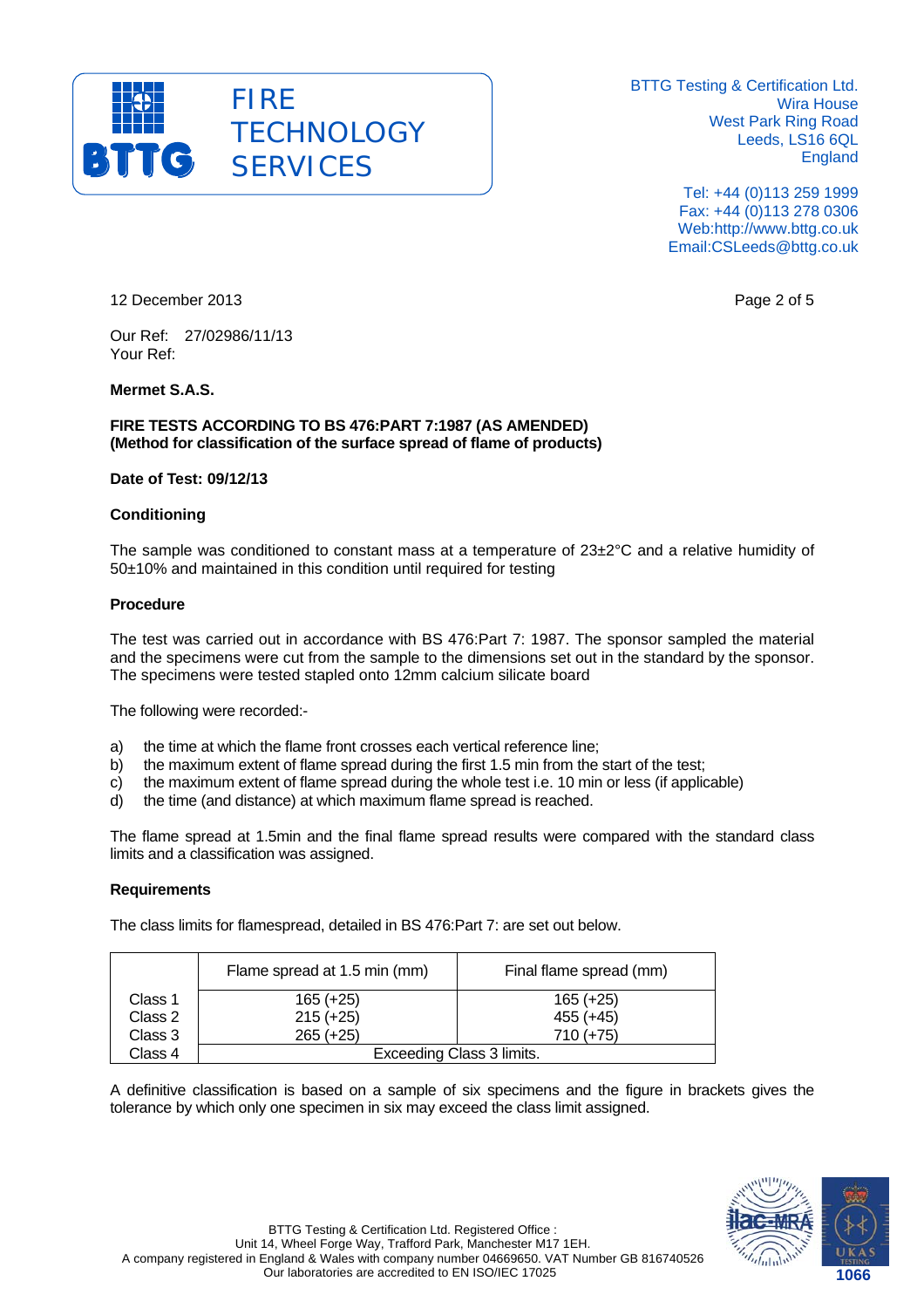FIRE TECHNOLOGY SERVICES

BTTG Testing & Certification Ltd.
Wira House
West Park Ring Road
Leeds, LS16 6QL
England

Tel: +44 (0)113 259 1999
Fax: +44 (0)113 278 0306
Web:http://www.bttg.co.uk
Email:CSLeeds@bttg.co.uk

12 December 2013

Our Ref: 27/02986/11/13
Your Ref:

**Mermet S.A.S.**

**FIRE TESTS ACCORDING TO BS 476:PART 7:1987 (AS AMENDED)**
**(Method for classification of the surface spread of flame of products)**

**Date of Test: 09/12/13**

**Conditioning**

The sample was conditioned to constant mass at a temperature of 23±2°C and a relative humidity of 50±10% and maintained in this condition until required for testing

**Procedure**

The test was carried out in accordance with BS 476:Part 7: 1987. The sponsor sampled the material and the specimens were cut from the sample to the dimensions set out in the standard by the sponsor. The specimens were tested stapled onto 12mm calcium silicate board

The following were recorded:-

a) the time at which the flame front crosses each vertical reference line;
b) the maximum extent of flame spread during the first 1.5 min from the start of the test;
c) the maximum extent of flame spread during the whole test i.e. 10 min or less (if applicable)
d) the time (and distance) at which maximum flame spread is reached.

The flame spread at 1.5min and the final flame spread results were compared with the standard class limits and a classification was assigned.

**Requirements**

The class limits for flamespread, detailed in BS 476:Part 7: are set out below.

| | Flame spread at 1.5 min (mm) | Final flame spread (mm) |
|---|---|---|
| Class 1 | 165 (+25) | 165 (+25) |
| Class 2 | 215 (+25) | 455 (+45) |
| Class 3 | 265 (+25) | 710 (+75) |
| Class 4 | Exceeding Class 3 limits. | |

A definitive classification is based on a sample of six specimens and the figure in brackets gives the tolerance by which only one specimen in six may exceed the class limit assigned.

BTTG Testing & Certification Ltd. Registered Office :
Unit 14, Wheel Forge Way, Trafford Park, Manchester M17 1EH.
A company registered in England & Wales with company number 04669650. VAT Number GB 816740526
Our laboratories are accredited to EN ISO/IEC 17025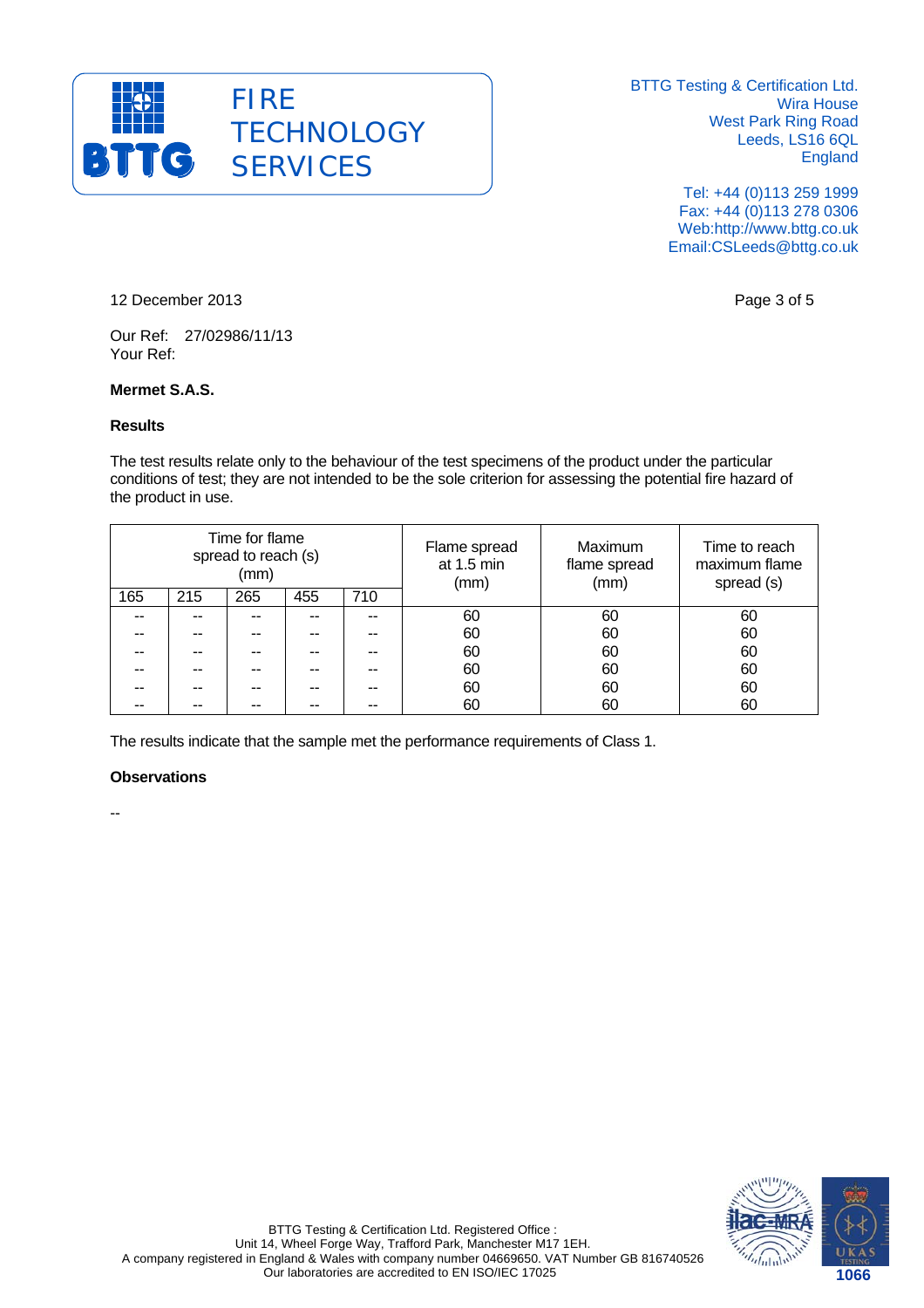12 December 2013

Our Ref: 27/02986/11/13
Your Ref:

**Mermet S.A.S.**

**Results**

The test results relate only to the behaviour of the test specimens of the product under the particular conditions of test; they are not intended to be the sole criterion for assessing the potential fire hazard of the product in use.

| Time for flame spread to reach (s) (mm) | | | | | Flame spread at 1.5 min (mm) | Maximum flame spread (mm) | Time to reach maximum flame spread (s) |
|---|---|---|---|---|---|---|---|
| 165 | 215 | 265 | 455 | 710 | | | |
| -- | -- | -- | -- | -- | 60 | 60 | 60 |
| -- | -- | -- | -- | -- | 60 | 60 | 60 |
| -- | -- | -- | -- | -- | 60 | 60 | 60 |
| -- | -- | -- | -- | -- | 60 | 60 | 60 |
| -- | -- | -- | -- | -- | 60 | 60 | 60 |
| -- | -- | -- | -- | -- | 60 | 60 | 60 |

The results indicate that the sample met the performance requirements of Class 1.

**Observations**

--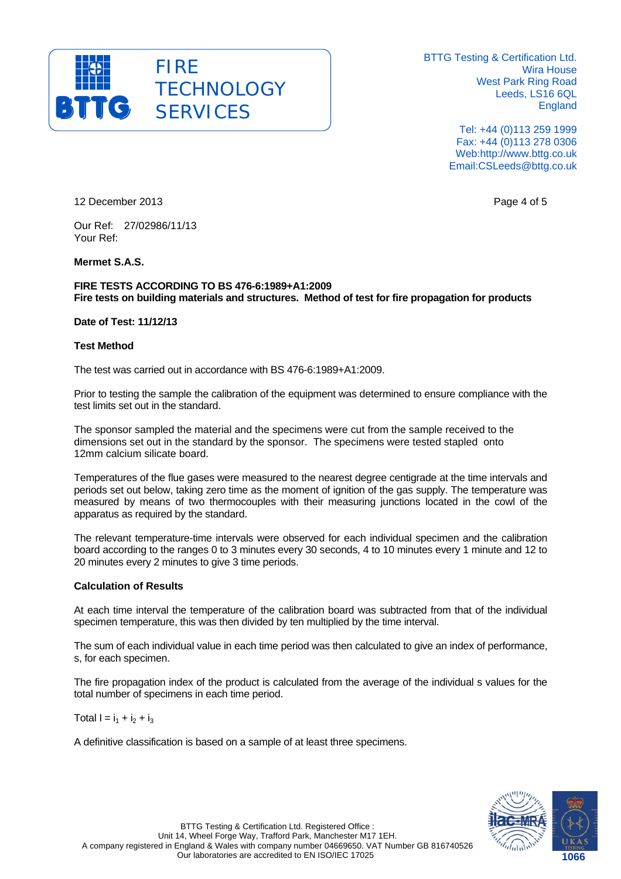12 December 2013

Our Ref: 27/02986/11/13
Your Ref:

**Mermet S.A.S.**

**FIRE TESTS ACCORDING TO BS 476-6:1989+A1:2009**
**Fire tests on building materials and structures. Method of test for fire propagation for products**

**Date of Test: 11/12/13**

**Test Method**

The test was carried out in accordance with BS 476-6:1989+A1:2009.

Prior to testing the sample the calibration of the equipment was determined to ensure compliance with the test limits set out in the standard.

The sponsor sampled the material and the specimens were cut from the sample received to the dimensions set out in the standard by the sponsor. The specimens were tested stapled onto 12mm calcium silicate board.

Temperatures of the flue gases were measured to the nearest degree centigrade at the time intervals and periods set out below, taking zero time as the moment of ignition of the gas supply. The temperature was measured by means of two thermocouples with their measuring junctions located in the cowl of the apparatus as required by the standard.

The relevant temperature-time intervals were observed for each individual specimen and the calibration board according to the ranges 0 to 3 minutes every 30 seconds, 4 to 10 minutes every 1 minute and 12 to 20 minutes every 2 minutes to give 3 time periods.

**Calculation of Results**

At each time interval the temperature of the calibration board was subtracted from that of the individual specimen temperature, this was then divided by ten multiplied by the time interval.

The sum of each individual value in each time period was then calculated to give an index of performance, s, for each specimen.

The fire propagation index of the product is calculated from the average of the individual s values for the total number of specimens in each time period.

Total $I = i_1 + i_2 + i_3$

A definitive classification is based on a sample of at least three specimens.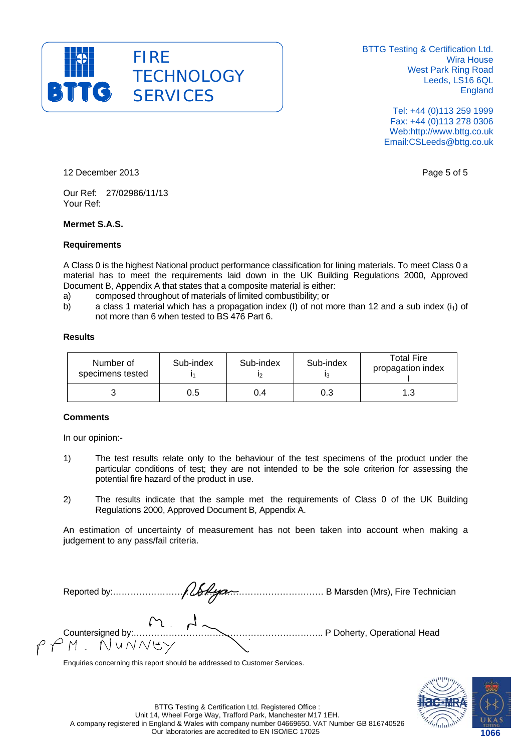FIRE TECHNOLOGY SERVICES

BTTG Testing & Certification Ltd.
Wira House
West Park Ring Road
Leeds, LS16 6QL
England

Tel: +44 (0)113 259 1999
Fax: +44 (0)113 278 0306
Web:http://www.bttg.co.uk
Email:CSLeeds@bttg.co.uk

12 December 2013

Our Ref: 27/02986/11/13
Your Ref:

**Mermet S.A.S.**

**Requirements**

A Class 0 is the highest National product performance classification for lining materials. To meet Class 0 a material has to meet the requirements laid down in the UK Building Regulations 2000, Approved Document B, Appendix A that states that a composite material is either:

a) composed throughout of materials of limited combustibility; or

b) a class 1 material which has a propagation index (I) of not more than 12 and a sub index ($i_1$) of not more than 6 when tested to BS 476 Part 6.

**Results**

| Number of specimens tested | Sub-index $i_1$ | Sub-index $i_2$ | Sub-index $i_3$ | Total Fire propagation index I |
|---|---|---|---|---|
| 3 | 0.5 | 0.4 | 0.3 | 1.3 |

**Comments**

In our opinion:-

1) The test results relate only to the behaviour of the test specimens of the product under the particular conditions of test; they are not intended to be the sole criterion for assessing the potential fire hazard of the product in use.

2) The results indicate that the sample met the requirements of Class 0 of the UK Building Regulations 2000, Approved Document B, Appendix A.

An estimation of uncertainty of measurement has not been taken into account when making a judgement to any pass/fail criteria.

Reported by:…………………………………………………… B Marsden (Mrs), Fire Technician

Countersigned by:…………………………………………………….. P Doherty, Operational Head

PP M. NUNNEY

Enquiries concerning this report should be addressed to Customer Services.

BTTG Testing & Certification Ltd. Registered Office :
Unit 14, Wheel Forge Way, Trafford Park, Manchester M17 1EH.
A company registered in England & Wales with company number 04669650. VAT Number GB 816740526
Our laboratories are accredited to EN ISO/IEC 17025

UKAS TESTING 1066